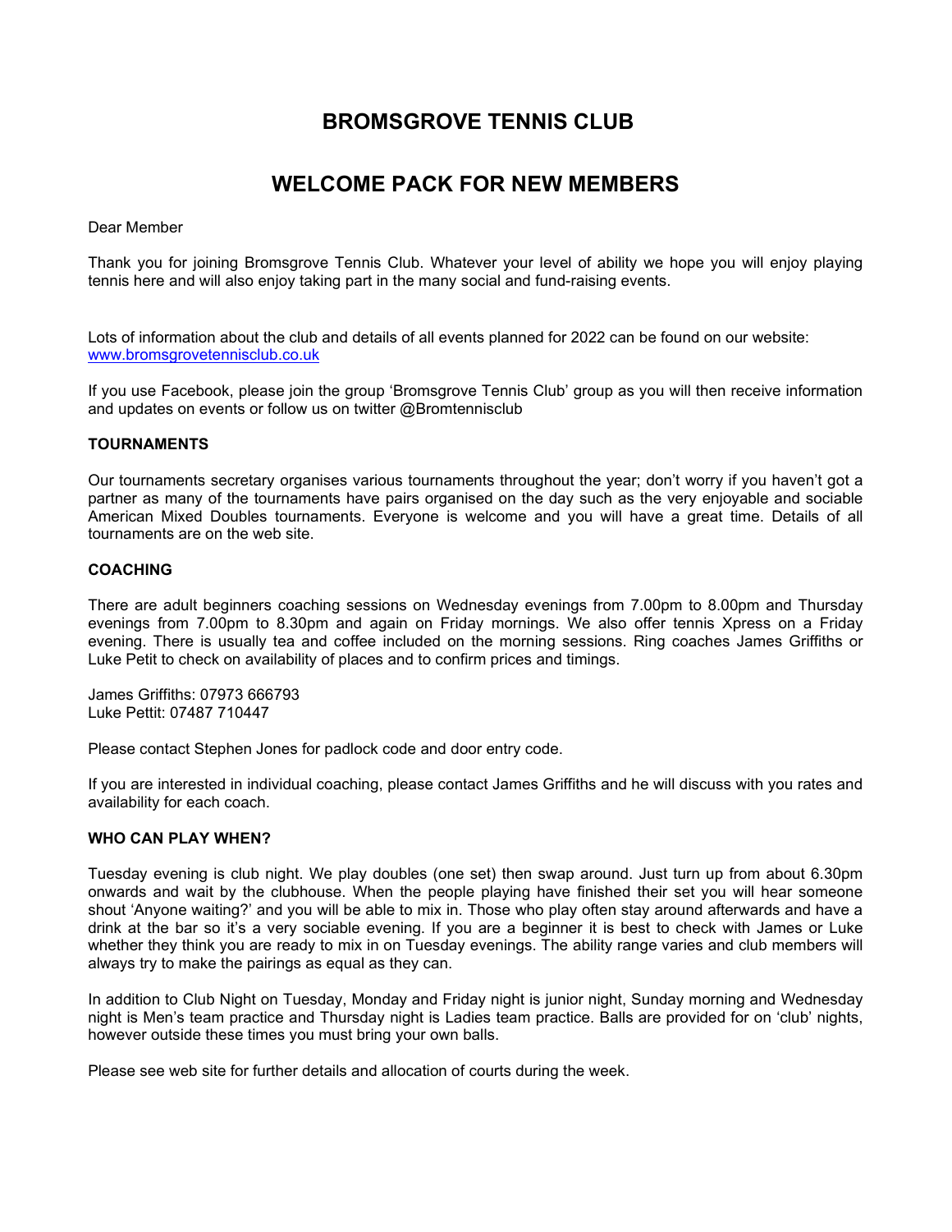# BROMSGROVE TENNIS CLUB

# WELCOME PACK FOR NEW MEMBERS

Dear Member

Thank you for joining Bromsgrove Tennis Club. Whatever your level of ability we hope you will enjoy playing tennis here and will also enjoy taking part in the many social and fund-raising events.

Lots of information about the club and details of all events planned for 2022 can be found on our website: [www.bromsgrovetennisclub.co.uk](http://www.bromsgrovetennisclub.co.uk)

If you use Facebook, please join the group 'Bromsgrove Tennis Club' group as you will then receive information and updates on events or follow us on twitter @Bromtennisclub

### TOURNAMENTS

Our tournaments secretary organises various tournaments throughout the year; don't worry if you haven't got a partner as many of the tournaments have pairs organised on the day such as the very enjoyable and sociable American Mixed Doubles tournaments. Everyone is welcome and you will have a great time. Details of all tournaments are on the web site.

### COACHING

There are adult beginners coaching sessions on Wednesday evenings from 7.00pm to 8.00pm and Thursday evenings from 7.00pm to 8.30pm and again on Friday mornings. We also offer tennis Xpress on a Friday evening. There is usually tea and coffee included on the morning sessions. Ring coaches James Griffiths or Luke Petit to check on availability of places and to confirm prices and timings.

James Griffiths: 07973 666793
Luke Pettit: 07487 710447

Please contact Stephen Jones for padlock code and door entry code.

If you are interested in individual coaching, please contact James Griffiths and he will discuss with you rates and availability for each coach.

### WHO CAN PLAY WHEN?

Tuesday evening is club night. We play doubles (one set) then swap around. Just turn up from about 6.30pm onwards and wait by the clubhouse. When the people playing have finished their set you will hear someone shout 'Anyone waiting?' and you will be able to mix in. Those who play often stay around afterwards and have a drink at the bar so it's a very sociable evening. If you are a beginner it is best to check with James or Luke whether they think you are ready to mix in on Tuesday evenings. The ability range varies and club members will always try to make the pairings as equal as they can.

In addition to Club Night on Tuesday, Monday and Friday night is junior night, Sunday morning and Wednesday night is Men's team practice and Thursday night is Ladies team practice. Balls are provided for on 'club' nights, however outside these times you must bring your own balls.

Please see web site for further details and allocation of courts during the week.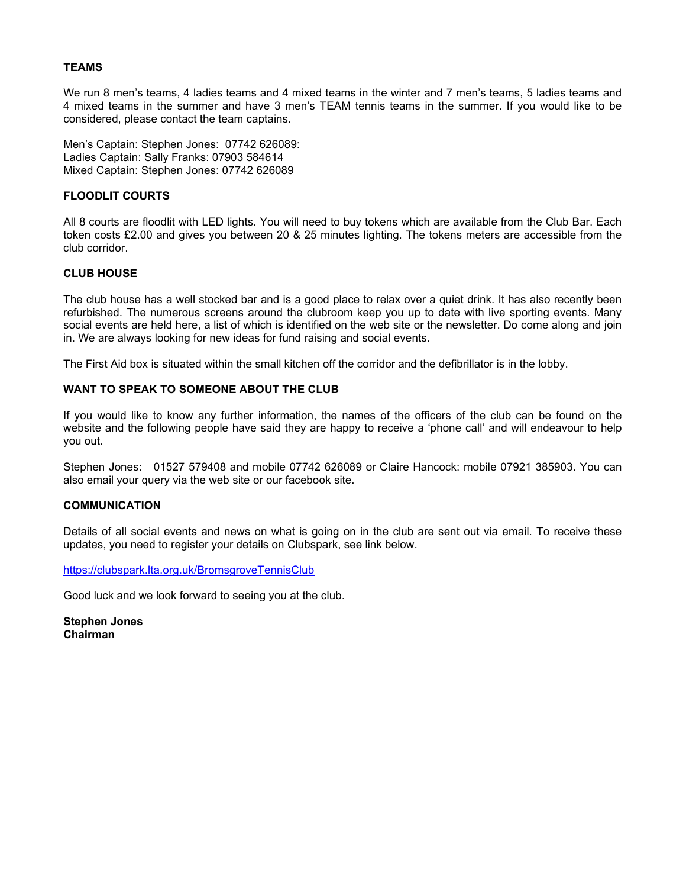**TEAMS**

We run 8 men's teams, 4 ladies teams and 4 mixed teams in the winter and 7 men's teams, 5 ladies teams and 4 mixed teams in the summer and have 3 men's TEAM tennis teams in the summer. If you would like to be considered, please contact the team captains.

Men's Captain: Stephen Jones: 07742 626089:
Ladies Captain: Sally Franks: 07903 584614
Mixed Captain: Stephen Jones: 07742 626089

**FLOODLIT COURTS**

All 8 courts are floodlit with LED lights. You will need to buy tokens which are available from the Club Bar. Each token costs £2.00 and gives you between 20 & 25 minutes lighting. The tokens meters are accessible from the club corridor.

**CLUB HOUSE**

The club house has a well stocked bar and is a good place to relax over a quiet drink. It has also recently been refurbished. The numerous screens around the clubroom keep you up to date with live sporting events. Many social events are held here, a list of which is identified on the web site or the newsletter. Do come along and join in. We are always looking for new ideas for fund raising and social events.

The First Aid box is situated within the small kitchen off the corridor and the defibrillator is in the lobby.

**WANT TO SPEAK TO SOMEONE ABOUT THE CLUB**

If you would like to know any further information, the names of the officers of the club can be found on the website and the following people have said they are happy to receive a 'phone call' and will endeavour to help you out.

Stephen Jones: 01527 579408 and mobile 07742 626089 or Claire Hancock: mobile 07921 385903. You can also email your query via the web site or our facebook site.

**COMMUNICATION**

Details of all social events and news on what is going on in the club are sent out via email. To receive these updates, you need to register your details on Clubspark, see link below.

https://clubspark.lta.org.uk/BromsgroveTennisClub

Good luck and we look forward to seeing you at the club.

**Stephen Jones**
**Chairman**